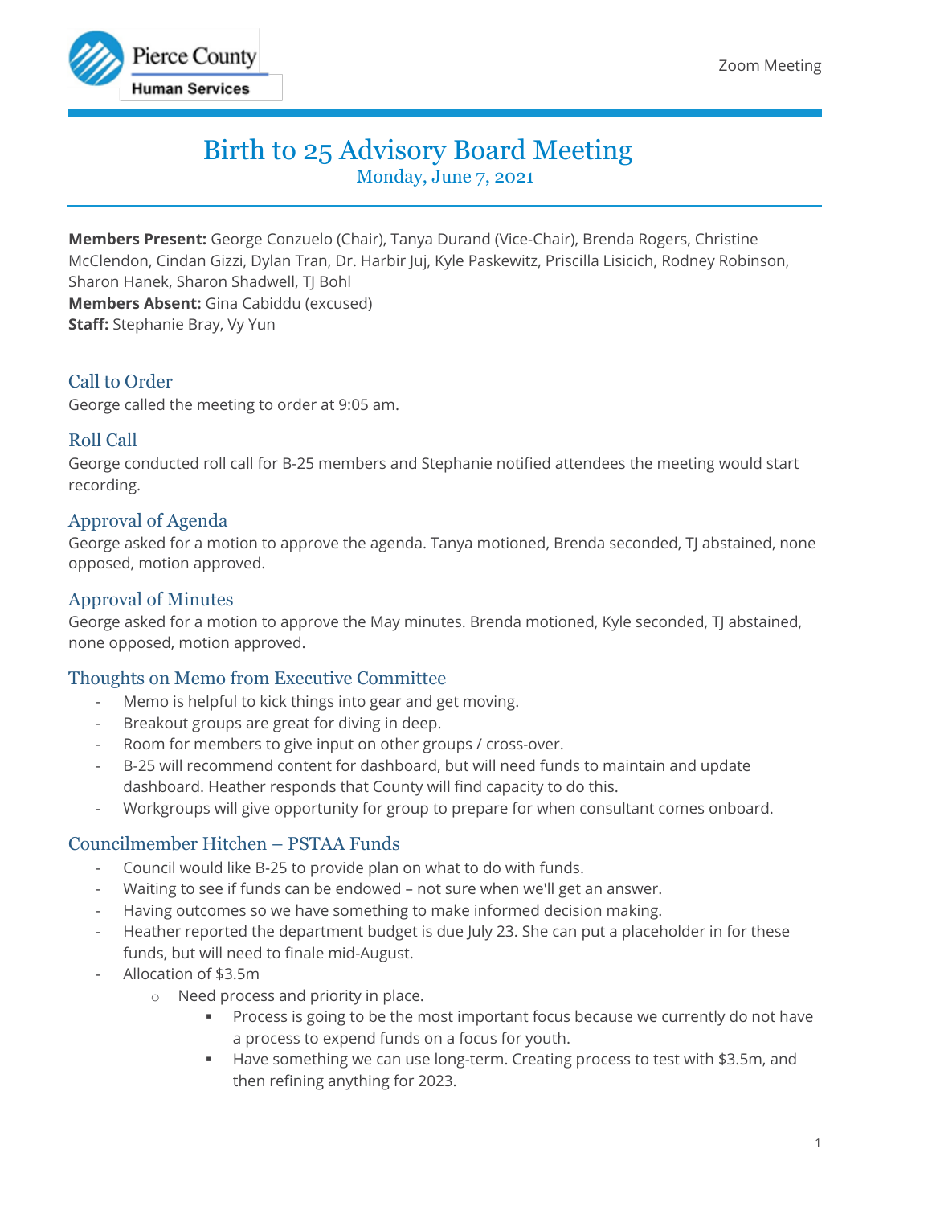Zoom Meeting

# Birth to 25 Advisory Board Meeting

Monday, June 7, 2021

**Members Present:** George Conzuelo (Chair), Tanya Durand (Vice-Chair), Brenda Rogers, Christine McClendon, Cindan Gizzi, Dylan Tran, Dr. Harbir Juj, Kyle Paskewitz, Priscilla Lisicich, Rodney Robinson, Sharon Hanek, Sharon Shadwell, TJ Bohl
**Members Absent:** Gina Cabiddu (excused)
**Staff:** Stephanie Bray, Vy Yun

## Call to Order

George called the meeting to order at 9:05 am.

## Roll Call

George conducted roll call for B-25 members and Stephanie notified attendees the meeting would start recording.

## Approval of Agenda

George asked for a motion to approve the agenda. Tanya motioned, Brenda seconded, TJ abstained, none opposed, motion approved.

## Approval of Minutes

George asked for a motion to approve the May minutes. Brenda motioned, Kyle seconded, TJ abstained, none opposed, motion approved.

## Thoughts on Memo from Executive Committee

- Memo is helpful to kick things into gear and get moving.
- Breakout groups are great for diving in deep.
- Room for members to give input on other groups / cross-over.
- B-25 will recommend content for dashboard, but will need funds to maintain and update dashboard. Heather responds that County will find capacity to do this.
- Workgroups will give opportunity for group to prepare for when consultant comes onboard.

## Councilmember Hitchen – PSTAA Funds

- Council would like B-25 to provide plan on what to do with funds.
- Waiting to see if funds can be endowed – not sure when we'll get an answer.
- Having outcomes so we have something to make informed decision making.
- Heather reported the department budget is due July 23. She can put a placeholder in for these funds, but will need to finale mid-August.
- Allocation of $3.5m
  - Need process and priority in place.
    - Process is going to be the most important focus because we currently do not have a process to expend funds on a focus for youth.
    - Have something we can use long-term. Creating process to test with $3.5m, and then refining anything for 2023.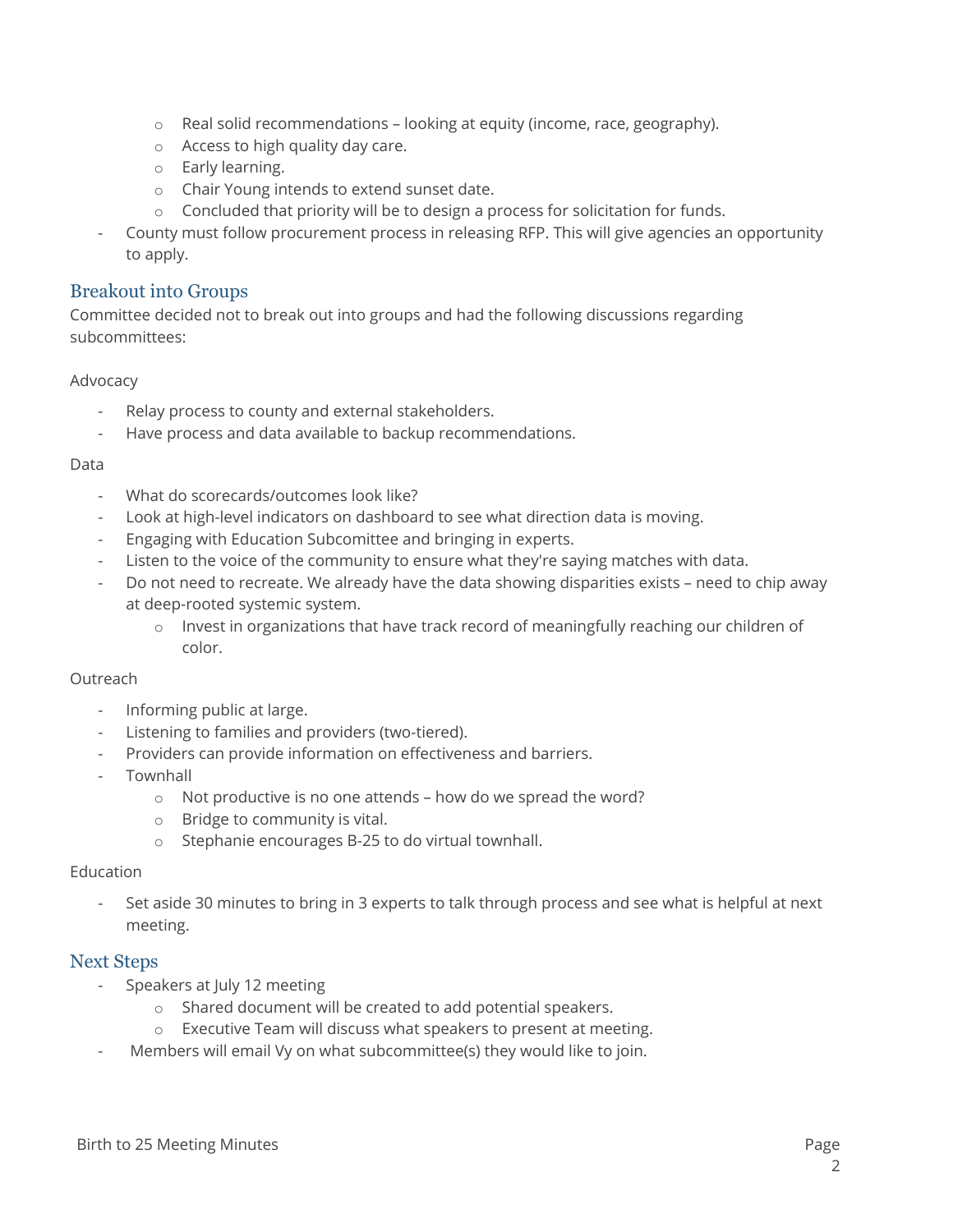- Real solid recommendations – looking at equity (income, race, geography).
  - Access to high quality day care.
  - Early learning.
  - Chair Young intends to extend sunset date.
  - Concluded that priority will be to design a process for solicitation for funds.
- County must follow procurement process in releasing RFP. This will give agencies an opportunity to apply.

## Breakout into Groups

Committee decided not to break out into groups and had the following discussions regarding subcommittees:

Advocacy

- Relay process to county and external stakeholders.
- Have process and data available to backup recommendations.

Data

- What do scorecards/outcomes look like?
- Look at high-level indicators on dashboard to see what direction data is moving.
- Engaging with Education Subcomittee and bringing in experts.
- Listen to the voice of the community to ensure what they're saying matches with data.
- Do not need to recreate. We already have the data showing disparities exists – need to chip away at deep-rooted systemic system.
  - Invest in organizations that have track record of meaningfully reaching our children of color.

Outreach

- Informing public at large.
- Listening to families and providers (two-tiered).
- Providers can provide information on effectiveness and barriers.
- Townhall
  - Not productive is no one attends – how do we spread the word?
  - Bridge to community is vital.
  - Stephanie encourages B-25 to do virtual townhall.

Education

- Set aside 30 minutes to bring in 3 experts to talk through process and see what is helpful at next meeting.

## Next Steps

- Speakers at July 12 meeting
  - Shared document will be created to add potential speakers.
  - Executive Team will discuss what speakers to present at meeting.
- Members will email Vy on what subcommittee(s) they would like to join.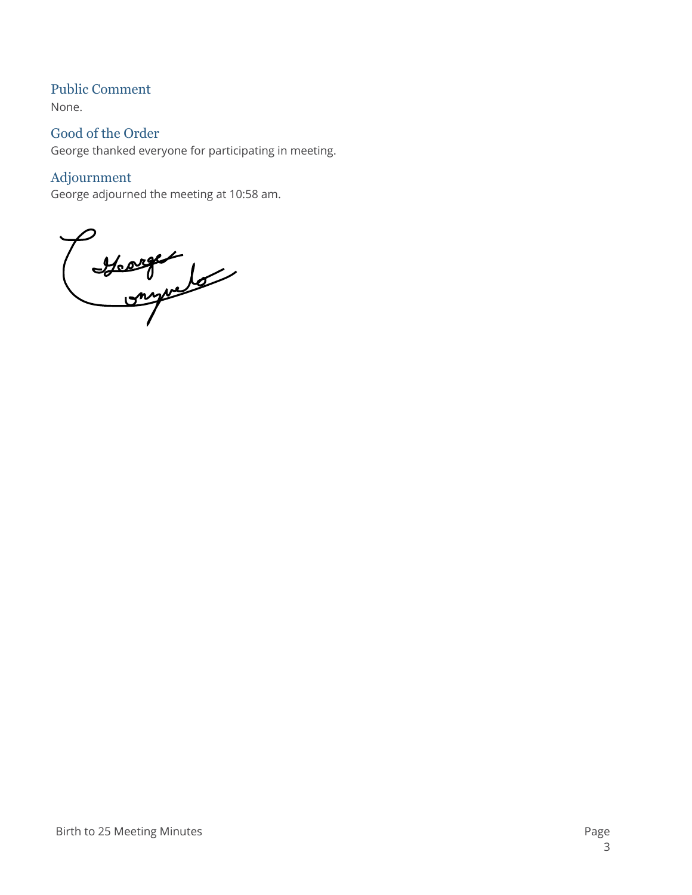## Public Comment

None.

## Good of the Order

George thanked everyone for participating in meeting.

## Adjournment

George adjourned the meeting at 10:58 am.